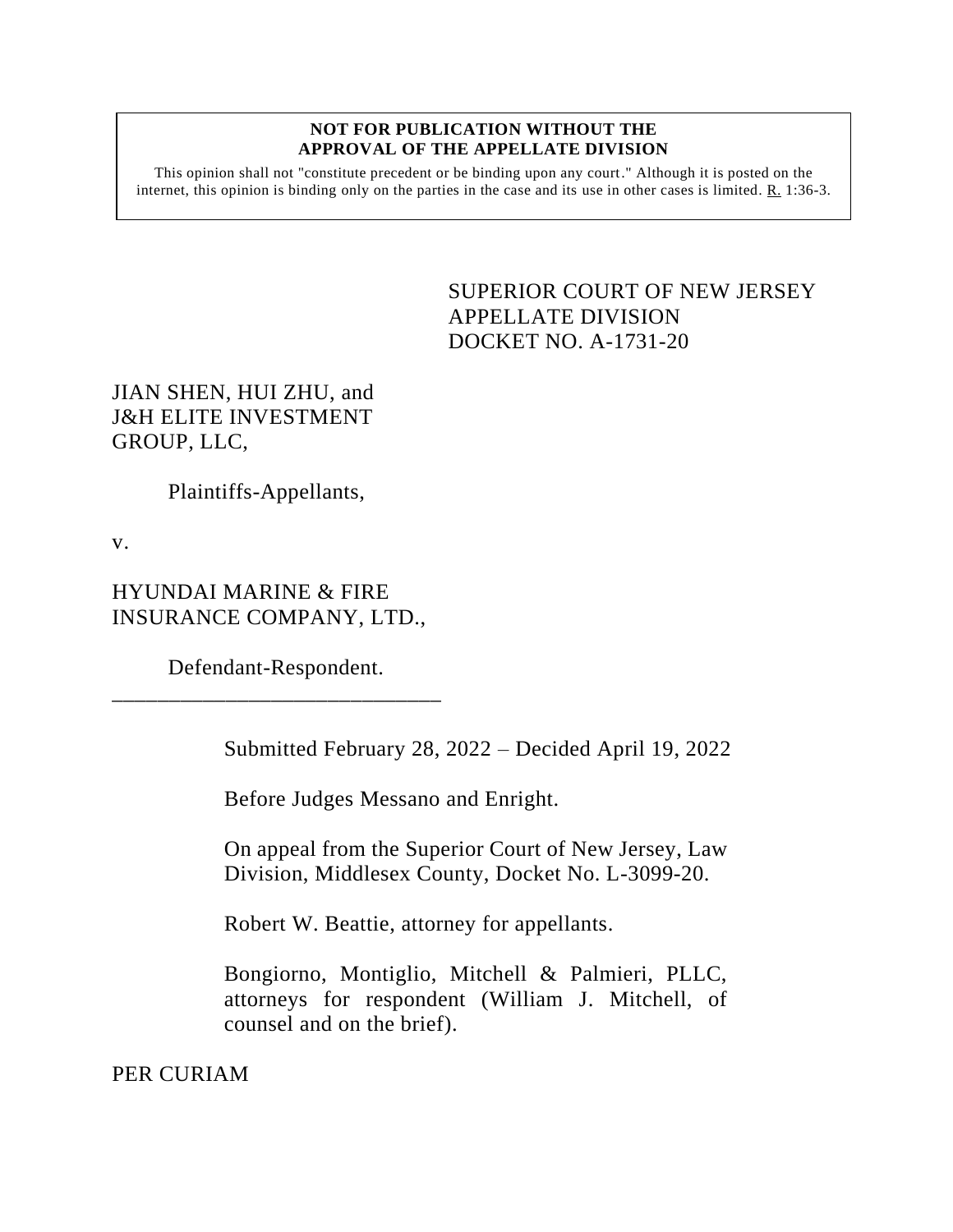**NOT FOR PUBLICATION WITHOUT THE APPROVAL OF THE APPELLATE DIVISION**

This opinion shall not "constitute precedent or be binding upon any court." Although it is posted on the internet, this opinion is binding only on the parties in the case and its use in other cases is limited. R. 1:36-3.

SUPERIOR COURT OF NEW JERSEY
APPELLATE DIVISION
DOCKET NO. A-1731-20

JIAN SHEN, HUI ZHU, and J&H ELITE INVESTMENT GROUP, LLC,

Plaintiffs-Appellants,

v.

HYUNDAI MARINE & FIRE INSURANCE COMPANY, LTD.,

Defendant-Respondent.

\_\_\_\_\_\_\_\_\_\_\_\_\_\_\_\_\_\_\_\_\_\_\_\_\_\_\_\_\_\_

Submitted February 28, 2022 – Decided April 19, 2022

Before Judges Messano and Enright.

On appeal from the Superior Court of New Jersey, Law Division, Middlesex County, Docket No. L-3099-20.

Robert W. Beattie, attorney for appellants.

Bongiorno, Montiglio, Mitchell & Palmieri, PLLC, attorneys for respondent (William J. Mitchell, of counsel and on the brief).

PER CURIAM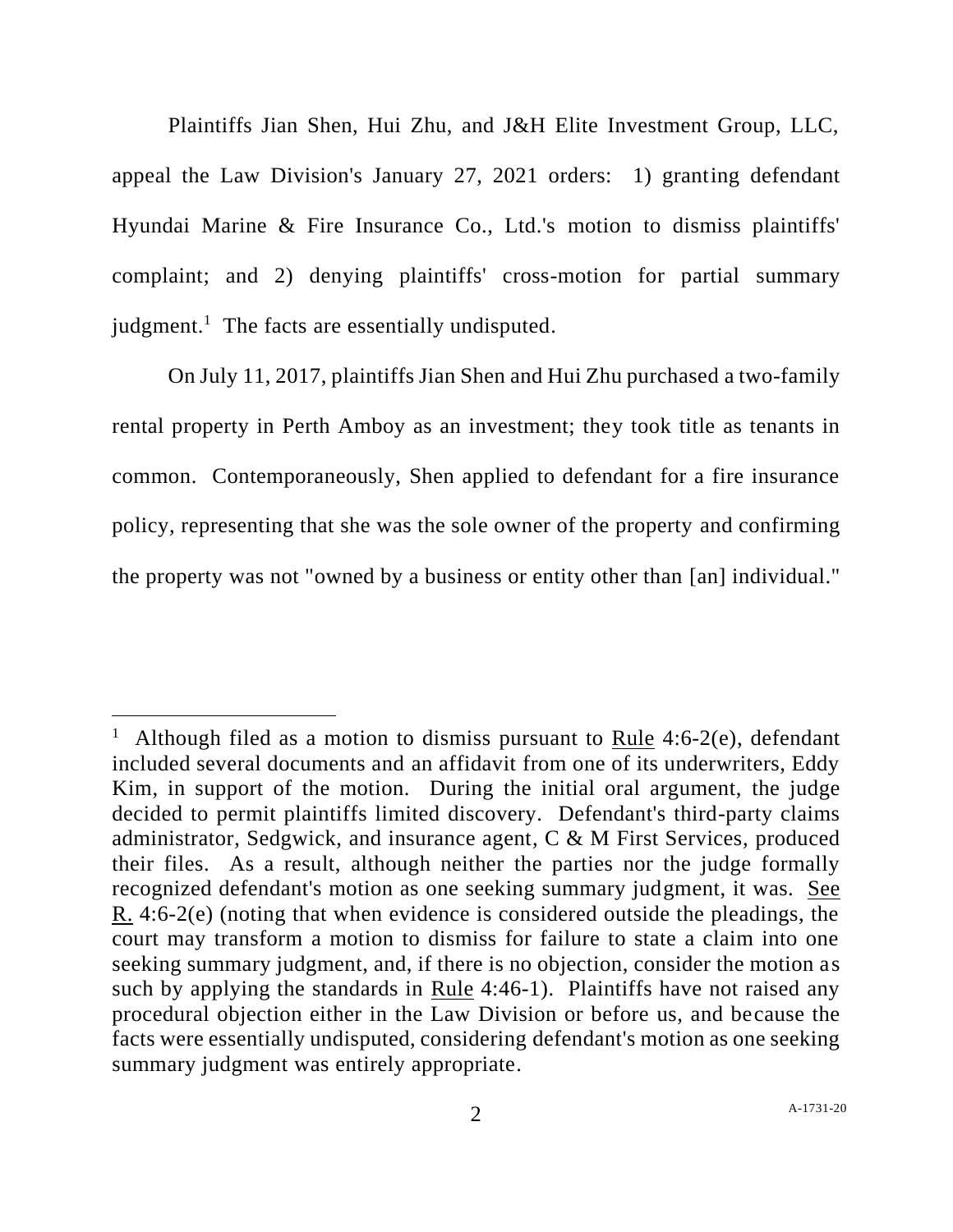Plaintiffs Jian Shen, Hui Zhu, and J&H Elite Investment Group, LLC, appeal the Law Division's January 27, 2021 orders: 1) granting defendant Hyundai Marine & Fire Insurance Co., Ltd.'s motion to dismiss plaintiffs' complaint; and 2) denying plaintiffs' cross-motion for partial summary judgment.[1] The facts are essentially undisputed.

On July 11, 2017, plaintiffs Jian Shen and Hui Zhu purchased a two-family rental property in Perth Amboy as an investment; they took title as tenants in common. Contemporaneously, Shen applied to defendant for a fire insurance policy, representing that she was the sole owner of the property and confirming the property was not "owned by a business or entity other than [an] individual."

---

[1] Although filed as a motion to dismiss pursuant to Rule 4:6-2(e), defendant included several documents and an affidavit from one of its underwriters, Eddy Kim, in support of the motion. During the initial oral argument, the judge decided to permit plaintiffs limited discovery. Defendant's third-party claims administrator, Sedgwick, and insurance agent, C & M First Services, produced their files. As a result, although neither the parties nor the judge formally recognized defendant's motion as one seeking summary judgment, it was. See R. 4:6-2(e) (noting that when evidence is considered outside the pleadings, the court may transform a motion to dismiss for failure to state a claim into one seeking summary judgment, and, if there is no objection, consider the motion as such by applying the standards in Rule 4:46-1). Plaintiffs have not raised any procedural objection either in the Law Division or before us, and because the facts were essentially undisputed, considering defendant's motion as one seeking summary judgment was entirely appropriate.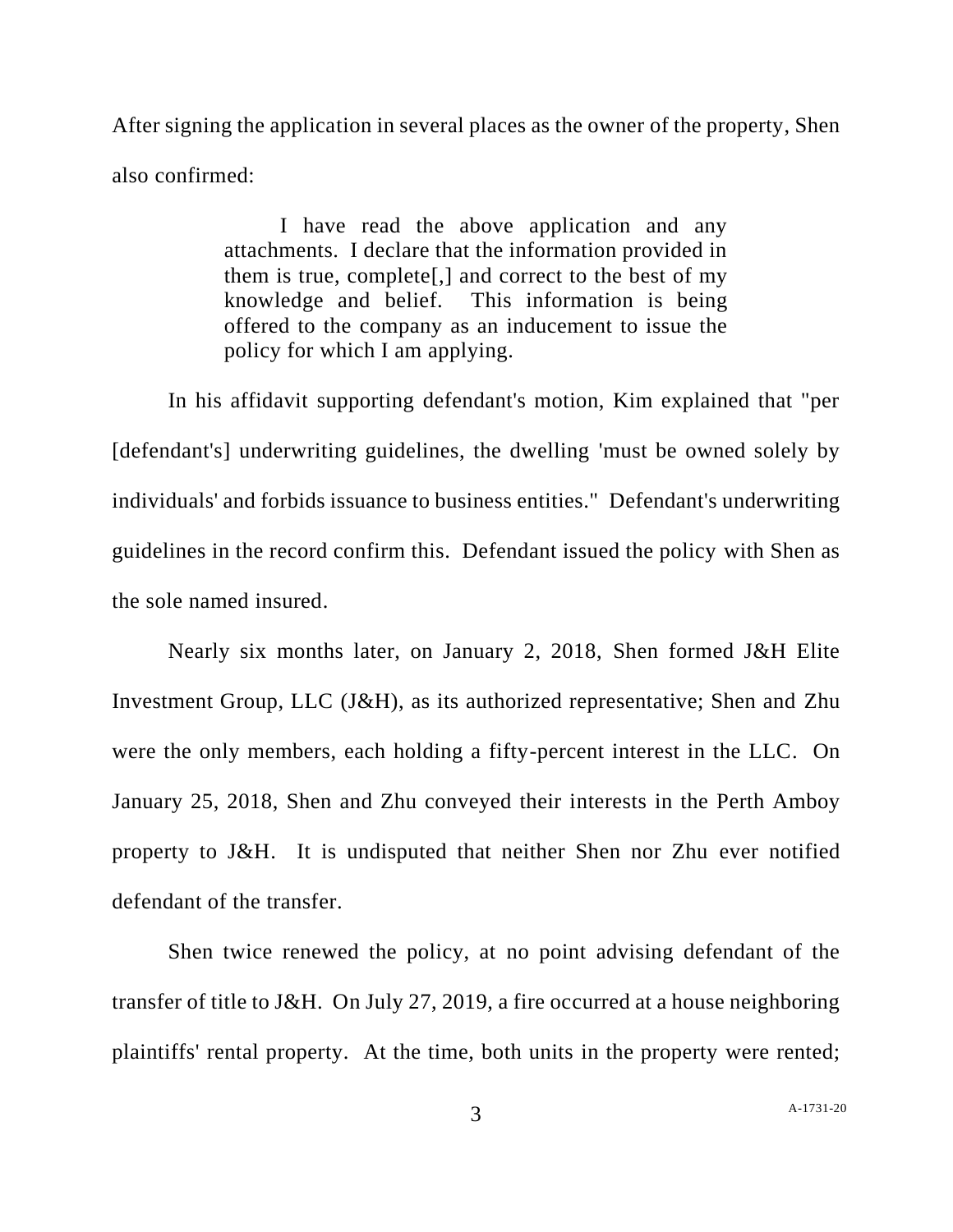After signing the application in several places as the owner of the property, Shen also confirmed:

> I have read the above application and any attachments. I declare that the information provided in them is true, complete[,] and correct to the best of my knowledge and belief. This information is being offered to the company as an inducement to issue the policy for which I am applying.

In his affidavit supporting defendant's motion, Kim explained that "per [defendant's] underwriting guidelines, the dwelling 'must be owned solely by individuals' and forbids issuance to business entities." Defendant's underwriting guidelines in the record confirm this. Defendant issued the policy with Shen as the sole named insured.

Nearly six months later, on January 2, 2018, Shen formed J&H Elite Investment Group, LLC (J&H), as its authorized representative; Shen and Zhu were the only members, each holding a fifty-percent interest in the LLC. On January 25, 2018, Shen and Zhu conveyed their interests in the Perth Amboy property to J&H. It is undisputed that neither Shen nor Zhu ever notified defendant of the transfer.

Shen twice renewed the policy, at no point advising defendant of the transfer of title to J&H. On July 27, 2019, a fire occurred at a house neighboring plaintiffs' rental property. At the time, both units in the property were rented;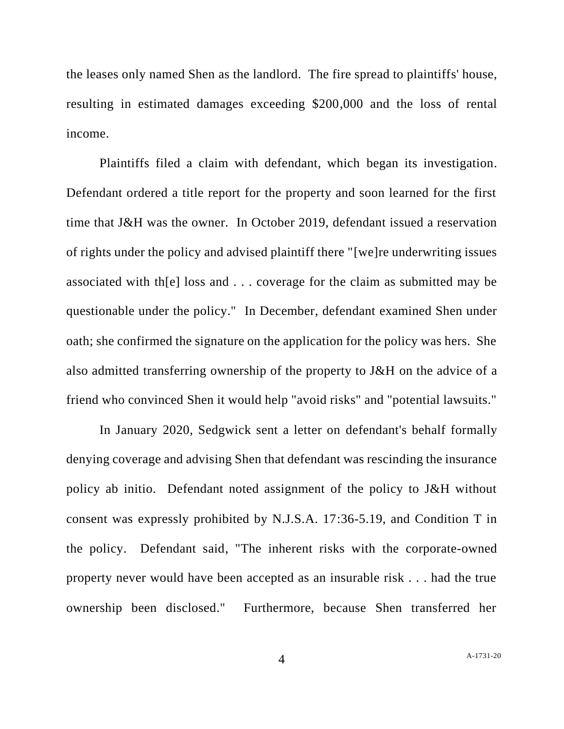the leases only named Shen as the landlord. The fire spread to plaintiffs' house, resulting in estimated damages exceeding $200,000 and the loss of rental income.

Plaintiffs filed a claim with defendant, which began its investigation. Defendant ordered a title report for the property and soon learned for the first time that J&H was the owner. In October 2019, defendant issued a reservation of rights under the policy and advised plaintiff there "[we]re underwriting issues associated with th[e] loss and . . . coverage for the claim as submitted may be questionable under the policy." In December, defendant examined Shen under oath; she confirmed the signature on the application for the policy was hers. She also admitted transferring ownership of the property to J&H on the advice of a friend who convinced Shen it would help "avoid risks" and "potential lawsuits."

In January 2020, Sedgwick sent a letter on defendant's behalf formally denying coverage and advising Shen that defendant was rescinding the insurance policy ab initio. Defendant noted assignment of the policy to J&H without consent was expressly prohibited by N.J.S.A. 17:36-5.19, and Condition T in the policy. Defendant said, "The inherent risks with the corporate-owned property never would have been accepted as an insurable risk . . . had the true ownership been disclosed." Furthermore, because Shen transferred her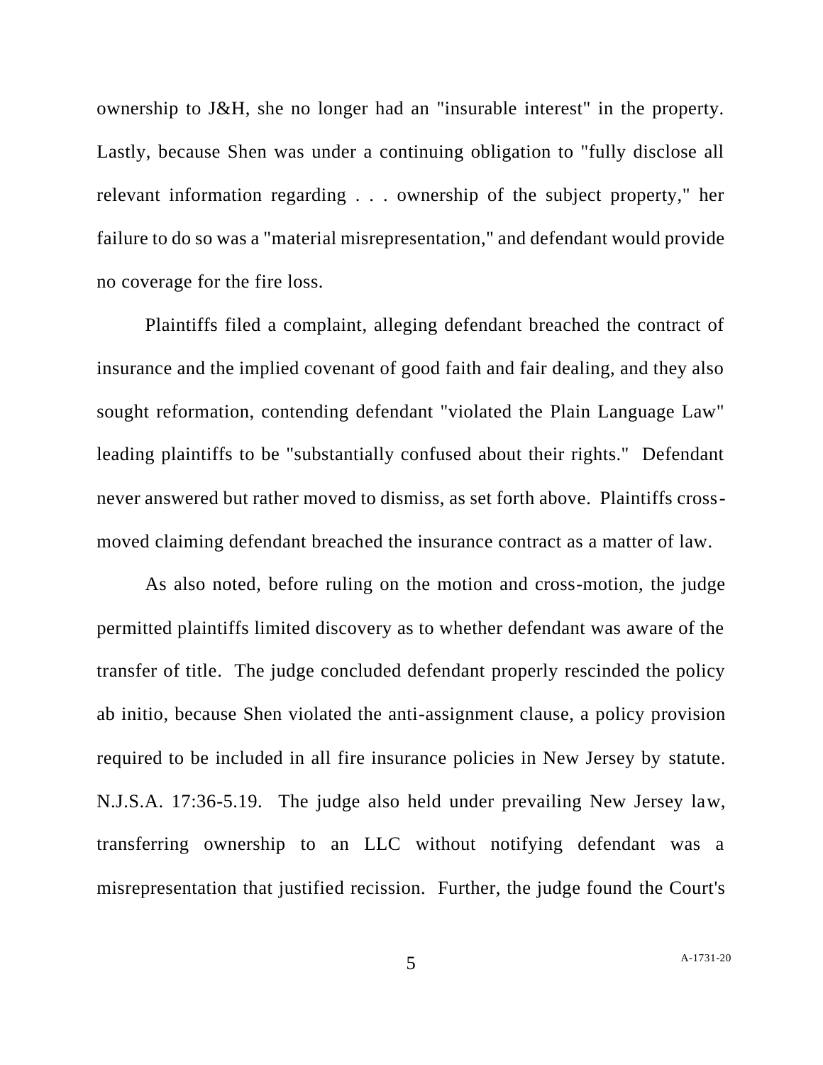ownership to J&H, she no longer had an "insurable interest" in the property. Lastly, because Shen was under a continuing obligation to "fully disclose all relevant information regarding . . . ownership of the subject property," her failure to do so was a "material misrepresentation," and defendant would provide no coverage for the fire loss.

Plaintiffs filed a complaint, alleging defendant breached the contract of insurance and the implied covenant of good faith and fair dealing, and they also sought reformation, contending defendant "violated the Plain Language Law" leading plaintiffs to be "substantially confused about their rights." Defendant never answered but rather moved to dismiss, as set forth above. Plaintiffs cross-moved claiming defendant breached the insurance contract as a matter of law.

As also noted, before ruling on the motion and cross-motion, the judge permitted plaintiffs limited discovery as to whether defendant was aware of the transfer of title. The judge concluded defendant properly rescinded the policy ab initio, because Shen violated the anti-assignment clause, a policy provision required to be included in all fire insurance policies in New Jersey by statute. N.J.S.A. 17:36-5.19. The judge also held under prevailing New Jersey law, transferring ownership to an LLC without notifying defendant was a misrepresentation that justified recission. Further, the judge found the Court's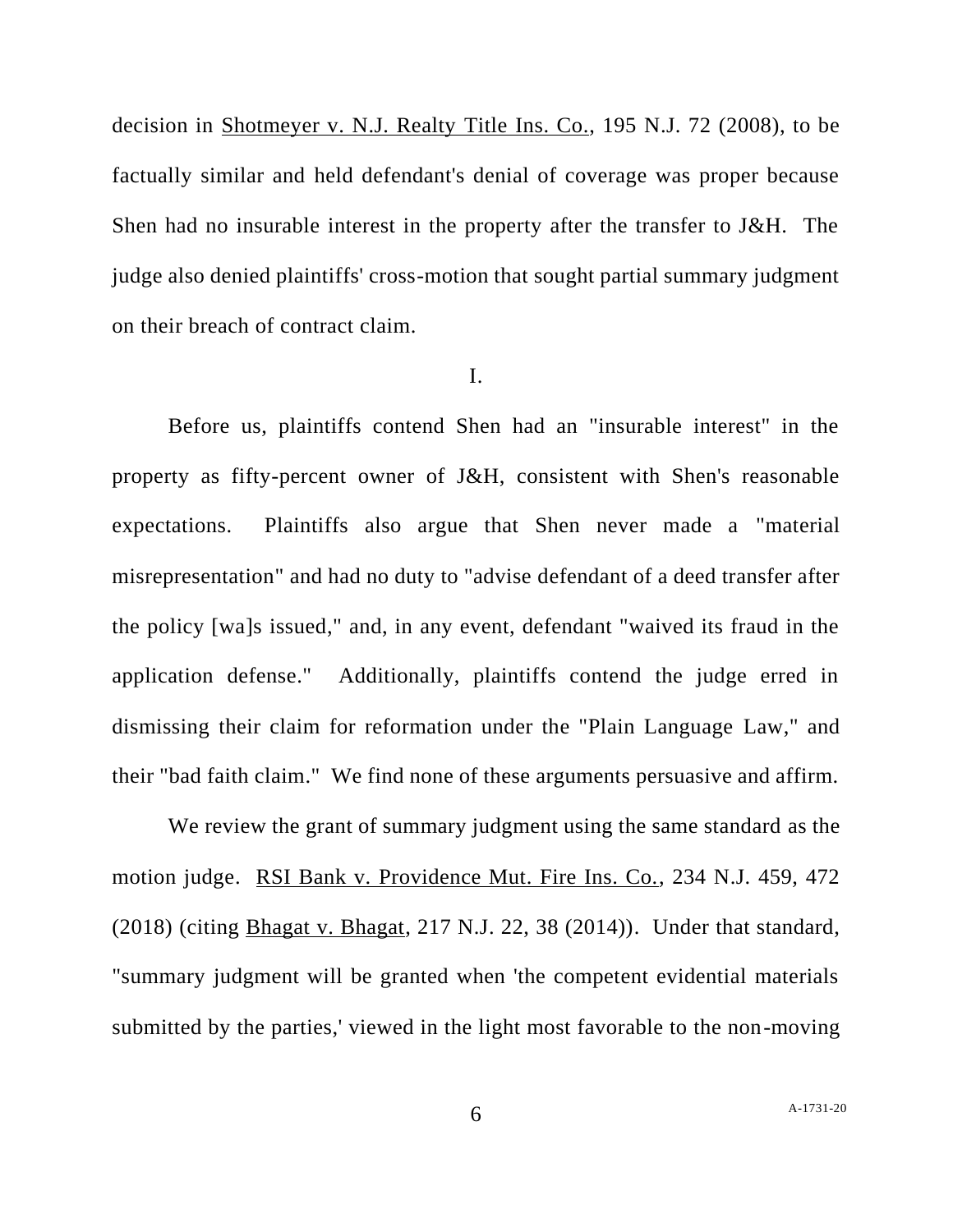decision in Shotmeyer v. N.J. Realty Title Ins. Co., 195 N.J. 72 (2008), to be factually similar and held defendant's denial of coverage was proper because Shen had no insurable interest in the property after the transfer to J&H. The judge also denied plaintiffs' cross-motion that sought partial summary judgment on their breach of contract claim.

## I.

Before us, plaintiffs contend Shen had an "insurable interest" in the property as fifty-percent owner of J&H, consistent with Shen's reasonable expectations. Plaintiffs also argue that Shen never made a "material misrepresentation" and had no duty to "advise defendant of a deed transfer after the policy [wa]s issued," and, in any event, defendant "waived its fraud in the application defense." Additionally, plaintiffs contend the judge erred in dismissing their claim for reformation under the "Plain Language Law," and their "bad faith claim." We find none of these arguments persuasive and affirm.

We review the grant of summary judgment using the same standard as the motion judge. RSI Bank v. Providence Mut. Fire Ins. Co., 234 N.J. 459, 472 (2018) (citing Bhagat v. Bhagat, 217 N.J. 22, 38 (2014)). Under that standard, "summary judgment will be granted when 'the competent evidential materials submitted by the parties,' viewed in the light most favorable to the non-moving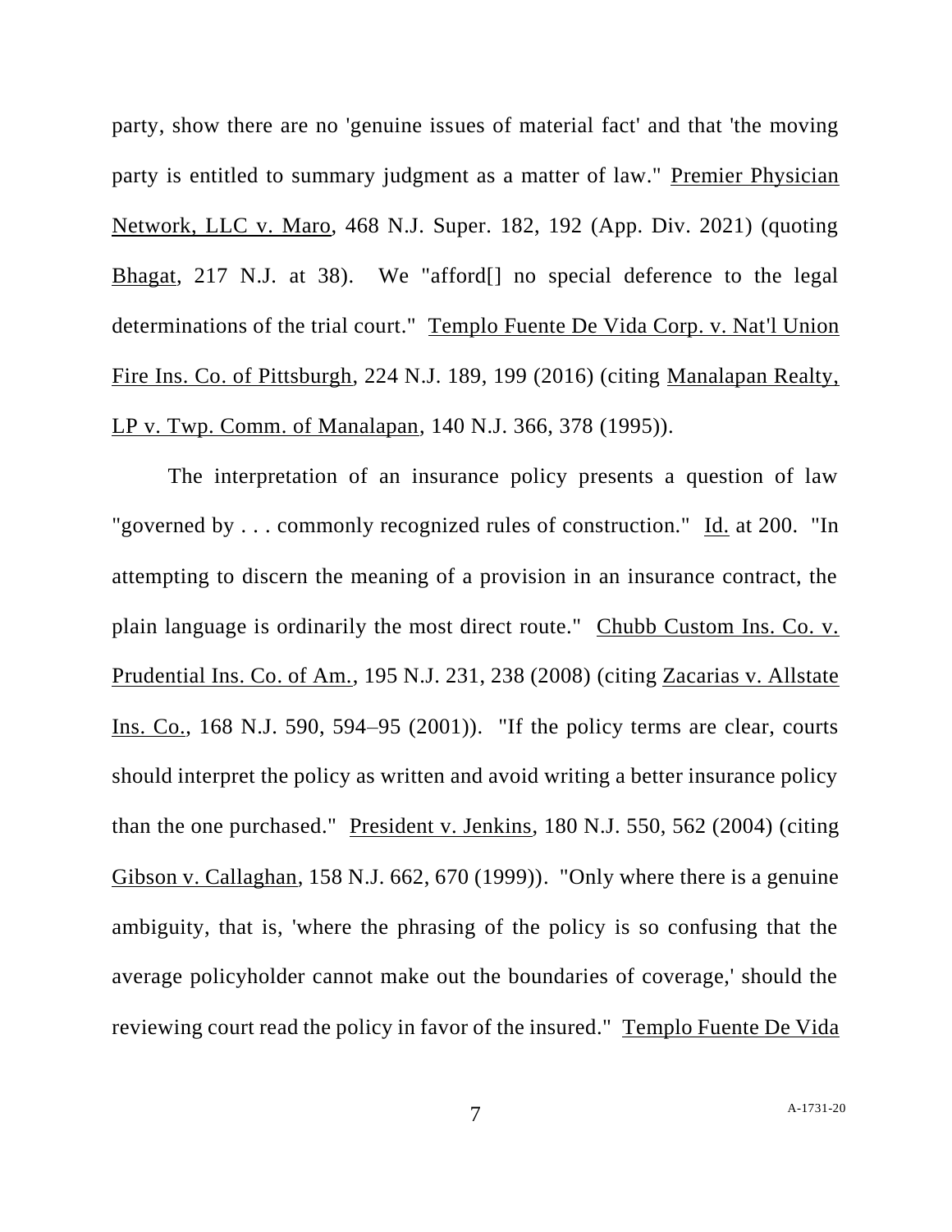party, show there are no 'genuine issues of material fact' and that 'the moving party is entitled to summary judgment as a matter of law." Premier Physician Network, LLC v. Maro, 468 N.J. Super. 182, 192 (App. Div. 2021) (quoting Bhagat, 217 N.J. at 38). We "afford[] no special deference to the legal determinations of the trial court." Templo Fuente De Vida Corp. v. Nat'l Union Fire Ins. Co. of Pittsburgh, 224 N.J. 189, 199 (2016) (citing Manalapan Realty, LP v. Twp. Comm. of Manalapan, 140 N.J. 366, 378 (1995)).

The interpretation of an insurance policy presents a question of law "governed by . . . commonly recognized rules of construction." Id. at 200. "In attempting to discern the meaning of a provision in an insurance contract, the plain language is ordinarily the most direct route." Chubb Custom Ins. Co. v. Prudential Ins. Co. of Am., 195 N.J. 231, 238 (2008) (citing Zacarias v. Allstate Ins. Co., 168 N.J. 590, 594–95 (2001)). "If the policy terms are clear, courts should interpret the policy as written and avoid writing a better insurance policy than the one purchased." President v. Jenkins, 180 N.J. 550, 562 (2004) (citing Gibson v. Callaghan, 158 N.J. 662, 670 (1999)). "Only where there is a genuine ambiguity, that is, 'where the phrasing of the policy is so confusing that the average policyholder cannot make out the boundaries of coverage,' should the reviewing court read the policy in favor of the insured." Templo Fuente De Vida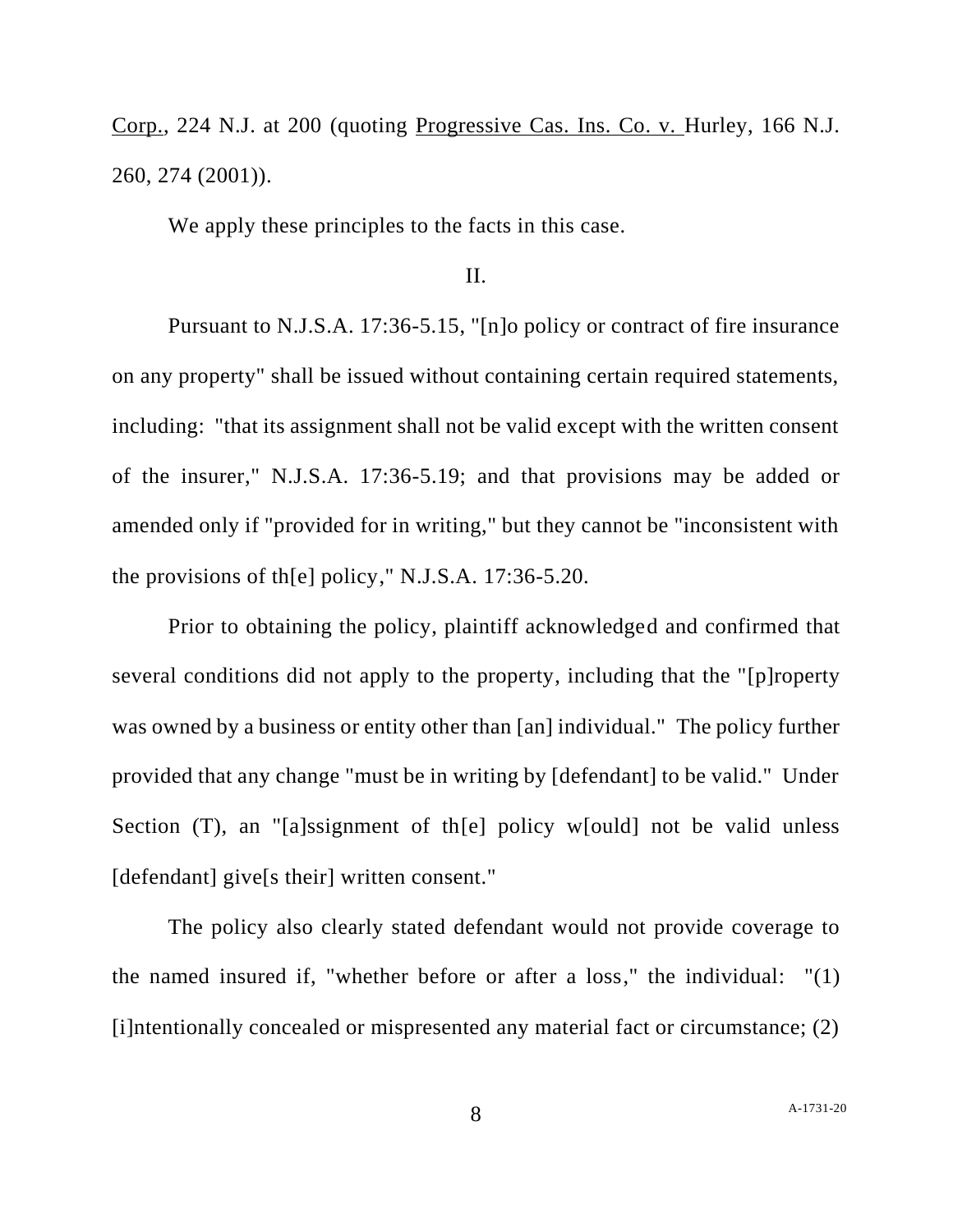Corp., 224 N.J. at 200 (quoting Progressive Cas. Ins. Co. v. Hurley, 166 N.J. 260, 274 (2001)).

We apply these principles to the facts in this case.

II.

Pursuant to N.J.S.A. 17:36-5.15, "[n]o policy or contract of fire insurance on any property" shall be issued without containing certain required statements, including: "that its assignment shall not be valid except with the written consent of the insurer," N.J.S.A. 17:36-5.19; and that provisions may be added or amended only if "provided for in writing," but they cannot be "inconsistent with the provisions of th[e] policy," N.J.S.A. 17:36-5.20.

Prior to obtaining the policy, plaintiff acknowledged and confirmed that several conditions did not apply to the property, including that the "[p]roperty was owned by a business or entity other than [an] individual." The policy further provided that any change "must be in writing by [defendant] to be valid." Under Section (T), an "[a]ssignment of th[e] policy w[ould] not be valid unless [defendant] give[s their] written consent."

The policy also clearly stated defendant would not provide coverage to the named insured if, "whether before or after a loss," the individual: "(1) [i]ntentionally concealed or mispresented any material fact or circumstance; (2)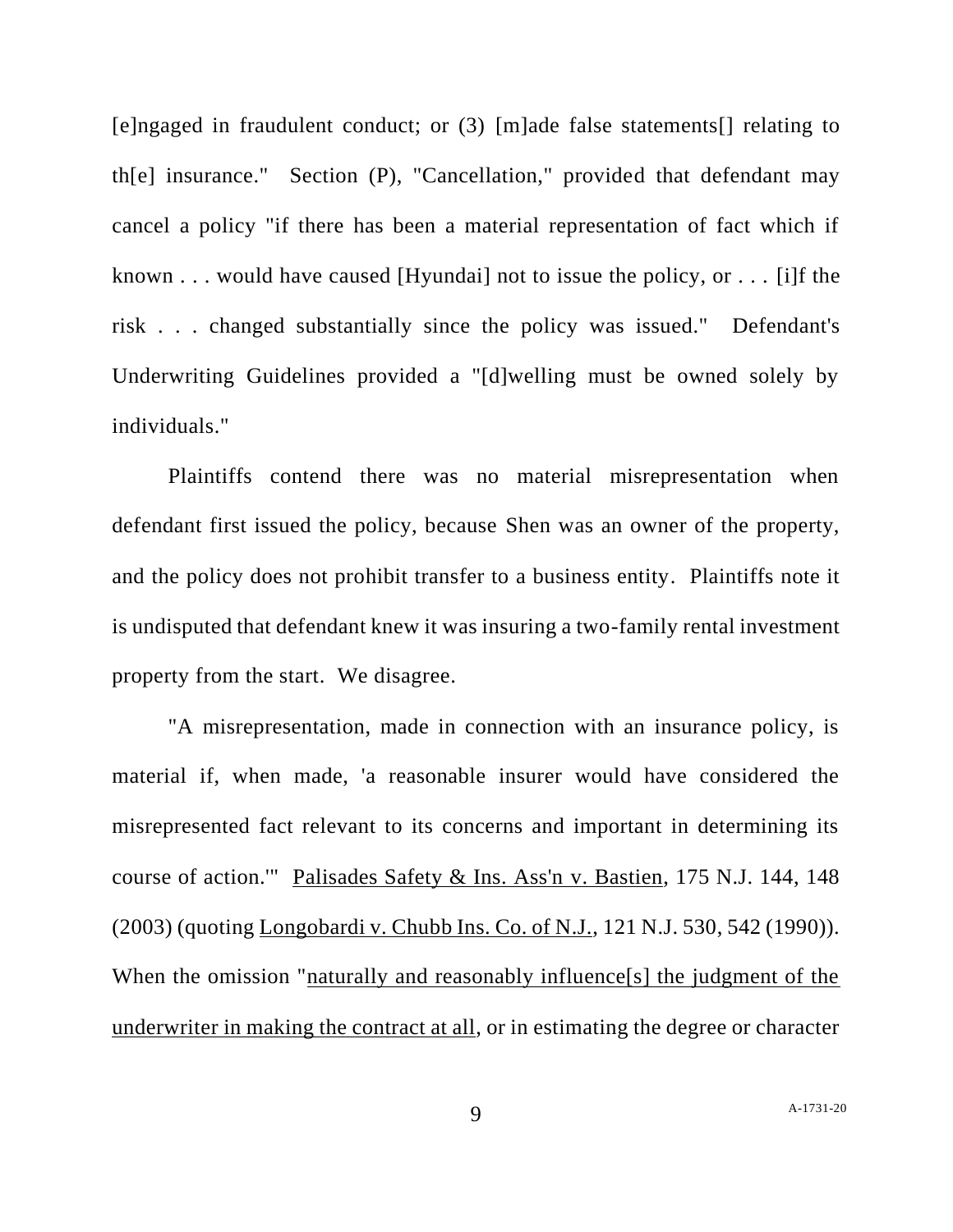[e]ngaged in fraudulent conduct; or (3) [m]ade false statements[] relating to th[e] insurance." Section (P), "Cancellation," provided that defendant may cancel a policy "if there has been a material representation of fact which if known . . . would have caused [Hyundai] not to issue the policy, or . . . [i]f the risk . . . changed substantially since the policy was issued." Defendant's Underwriting Guidelines provided a "[d]welling must be owned solely by individuals."

Plaintiffs contend there was no material misrepresentation when defendant first issued the policy, because Shen was an owner of the property, and the policy does not prohibit transfer to a business entity. Plaintiffs note it is undisputed that defendant knew it was insuring a two-family rental investment property from the start. We disagree.

"A misrepresentation, made in connection with an insurance policy, is material if, when made, 'a reasonable insurer would have considered the misrepresented fact relevant to its concerns and important in determining its course of action.'" <u>Palisades Safety & Ins. Ass'n v. Bastien</u>, 175 N.J. 144, 148 (2003) (quoting <u>Longobardi v. Chubb Ins. Co. of N.J.</u>, 121 N.J. 530, 542 (1990)). When the omission "<u>naturally and reasonably influence[s] the judgment of the underwriter in making the contract at all</u>, or in estimating the degree or character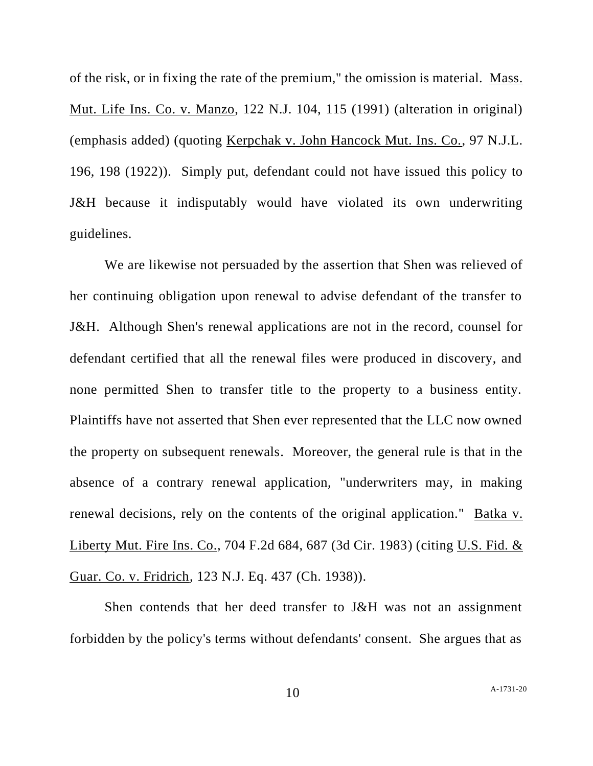of the risk, or in fixing the rate of the premium," the omission is material. Mass. Mut. Life Ins. Co. v. Manzo, 122 N.J. 104, 115 (1991) (alteration in original) (emphasis added) (quoting Kerpchak v. John Hancock Mut. Ins. Co., 97 N.J.L. 196, 198 (1922)). Simply put, defendant could not have issued this policy to J&H because it indisputably would have violated its own underwriting guidelines.

We are likewise not persuaded by the assertion that Shen was relieved of her continuing obligation upon renewal to advise defendant of the transfer to J&H. Although Shen's renewal applications are not in the record, counsel for defendant certified that all the renewal files were produced in discovery, and none permitted Shen to transfer title to the property to a business entity. Plaintiffs have not asserted that Shen ever represented that the LLC now owned the property on subsequent renewals. Moreover, the general rule is that in the absence of a contrary renewal application, "underwriters may, in making renewal decisions, rely on the contents of the original application." Batka v. Liberty Mut. Fire Ins. Co., 704 F.2d 684, 687 (3d Cir. 1983) (citing U.S. Fid. & Guar. Co. v. Fridrich, 123 N.J. Eq. 437 (Ch. 1938)).

Shen contends that her deed transfer to J&H was not an assignment forbidden by the policy's terms without defendants' consent. She argues that as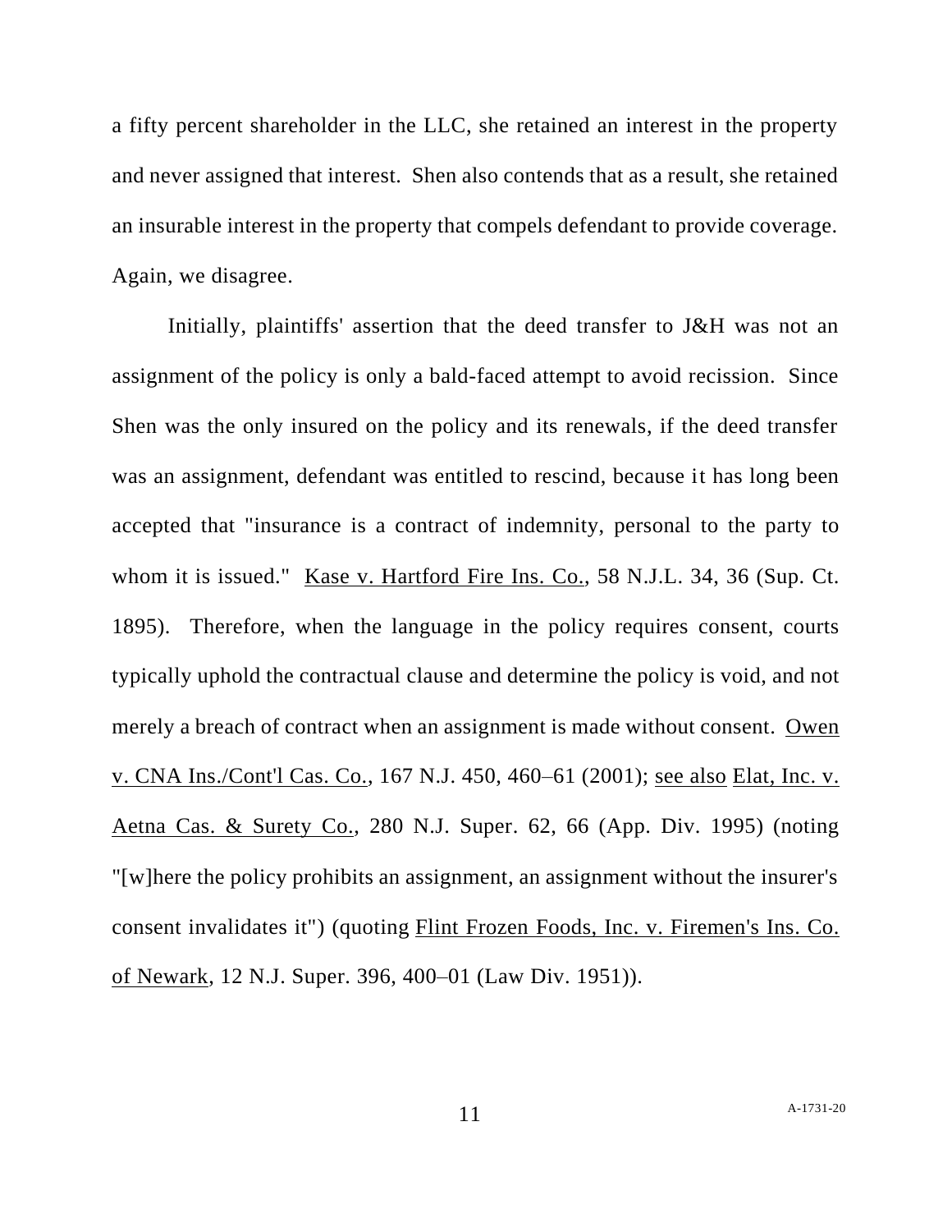a fifty percent shareholder in the LLC, she retained an interest in the property and never assigned that interest. Shen also contends that as a result, she retained an insurable interest in the property that compels defendant to provide coverage. Again, we disagree.

Initially, plaintiffs' assertion that the deed transfer to J&H was not an assignment of the policy is only a bald-faced attempt to avoid recission. Since Shen was the only insured on the policy and its renewals, if the deed transfer was an assignment, defendant was entitled to rescind, because it has long been accepted that "insurance is a contract of indemnity, personal to the party to whom it is issued." Kase v. Hartford Fire Ins. Co., 58 N.J.L. 34, 36 (Sup. Ct. 1895). Therefore, when the language in the policy requires consent, courts typically uphold the contractual clause and determine the policy is void, and not merely a breach of contract when an assignment is made without consent. Owen v. CNA Ins./Cont'l Cas. Co., 167 N.J. 450, 460–61 (2001); see also Elat, Inc. v. Aetna Cas. & Surety Co., 280 N.J. Super. 62, 66 (App. Div. 1995) (noting "[w]here the policy prohibits an assignment, an assignment without the insurer's consent invalidates it") (quoting Flint Frozen Foods, Inc. v. Firemen's Ins. Co. of Newark, 12 N.J. Super. 396, 400–01 (Law Div. 1951)).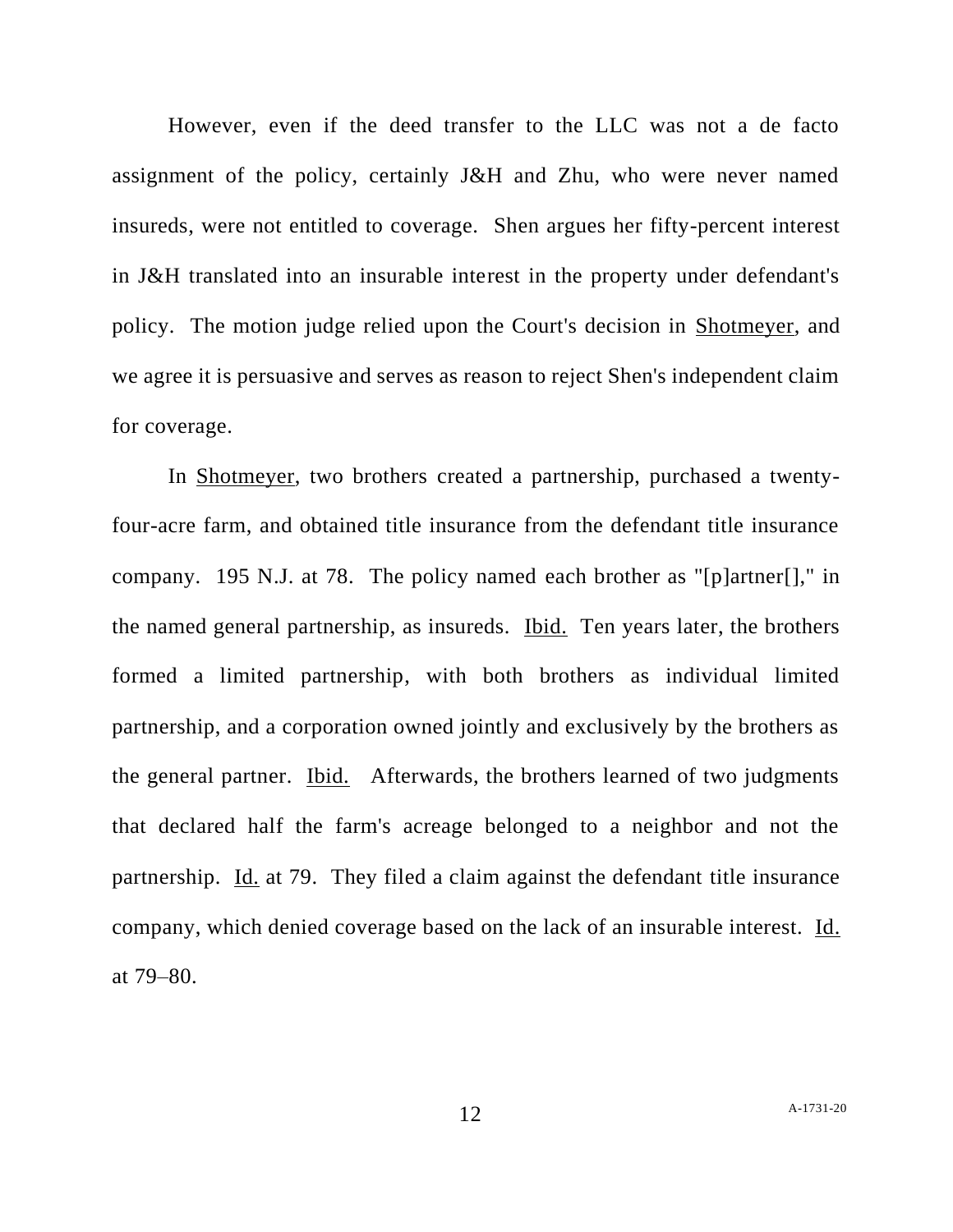However, even if the deed transfer to the LLC was not a de facto assignment of the policy, certainly J&H and Zhu, who were never named insureds, were not entitled to coverage. Shen argues her fifty-percent interest in J&H translated into an insurable interest in the property under defendant's policy. The motion judge relied upon the Court's decision in Shotmeyer, and we agree it is persuasive and serves as reason to reject Shen's independent claim for coverage.

In Shotmeyer, two brothers created a partnership, purchased a twenty-four-acre farm, and obtained title insurance from the defendant title insurance company. 195 N.J. at 78. The policy named each brother as "[p]artner[]," in the named general partnership, as insureds. Ibid. Ten years later, the brothers formed a limited partnership, with both brothers as individual limited partnership, and a corporation owned jointly and exclusively by the brothers as the general partner. Ibid. Afterwards, the brothers learned of two judgments that declared half the farm's acreage belonged to a neighbor and not the partnership. Id. at 79. They filed a claim against the defendant title insurance company, which denied coverage based on the lack of an insurable interest. Id. at 79–80.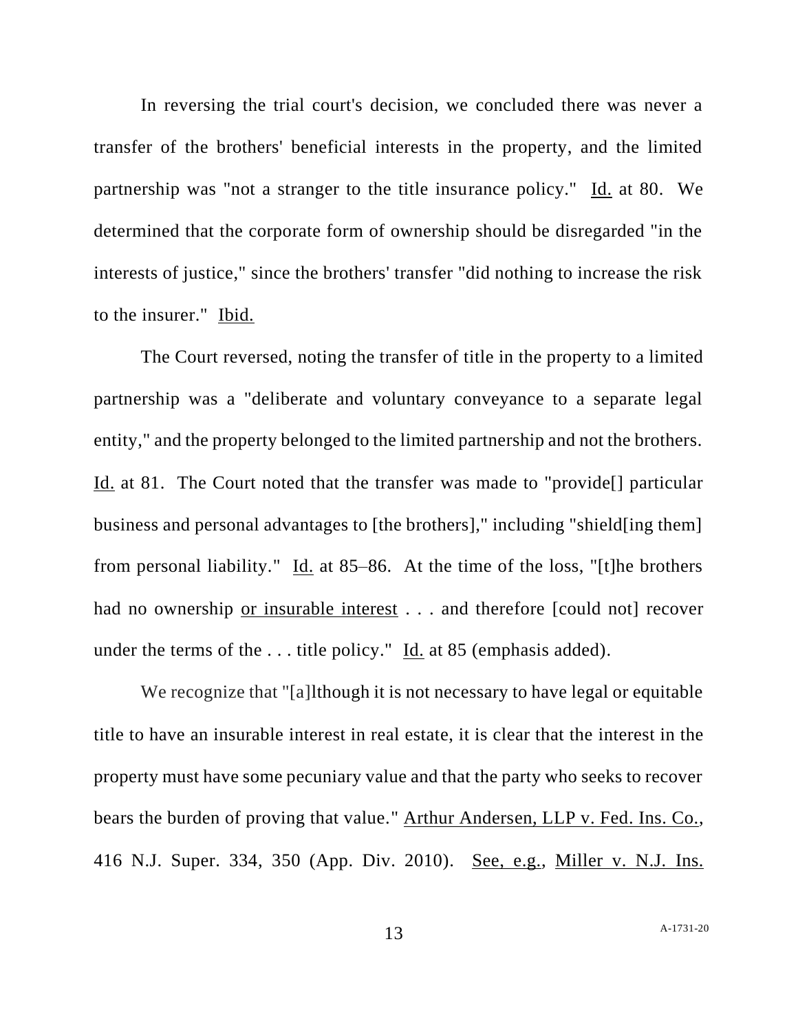In reversing the trial court's decision, we concluded there was never a transfer of the brothers' beneficial interests in the property, and the limited partnership was "not a stranger to the title insurance policy." Id. at 80. We determined that the corporate form of ownership should be disregarded "in the interests of justice," since the brothers' transfer "did nothing to increase the risk to the insurer." Ibid.

The Court reversed, noting the transfer of title in the property to a limited partnership was a "deliberate and voluntary conveyance to a separate legal entity," and the property belonged to the limited partnership and not the brothers. Id. at 81. The Court noted that the transfer was made to "provide[] particular business and personal advantages to [the brothers]," including "shield[ing them] from personal liability." Id. at 85–86. At the time of the loss, "[t]he brothers had no ownership or insurable interest . . . and therefore [could not] recover under the terms of the . . . title policy." Id. at 85 (emphasis added).

We recognize that "[a]lthough it is not necessary to have legal or equitable title to have an insurable interest in real estate, it is clear that the interest in the property must have some pecuniary value and that the party who seeks to recover bears the burden of proving that value." Arthur Andersen, LLP v. Fed. Ins. Co., 416 N.J. Super. 334, 350 (App. Div. 2010). See, e.g., Miller v. N.J. Ins.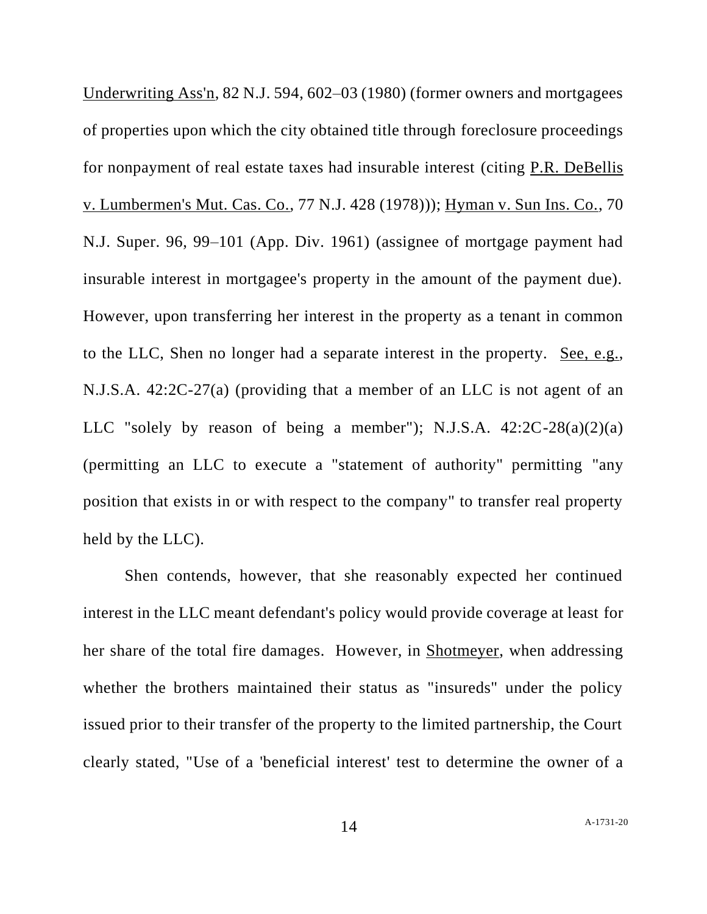Underwriting Ass'n, 82 N.J. 594, 602–03 (1980) (former owners and mortgagees of properties upon which the city obtained title through foreclosure proceedings for nonpayment of real estate taxes had insurable interest (citing P.R. DeBellis v. Lumbermen's Mut. Cas. Co., 77 N.J. 428 (1978))); Hyman v. Sun Ins. Co., 70 N.J. Super. 96, 99–101 (App. Div. 1961) (assignee of mortgage payment had insurable interest in mortgagee's property in the amount of the payment due). However, upon transferring her interest in the property as a tenant in common to the LLC, Shen no longer had a separate interest in the property. See, e.g., N.J.S.A. 42:2C-27(a) (providing that a member of an LLC is not agent of an LLC "solely by reason of being a member"); N.J.S.A. 42:2C-28(a)(2)(a) (permitting an LLC to execute a "statement of authority" permitting "any position that exists in or with respect to the company" to transfer real property held by the LLC).

Shen contends, however, that she reasonably expected her continued interest in the LLC meant defendant's policy would provide coverage at least for her share of the total fire damages. However, in Shotmeyer, when addressing whether the brothers maintained their status as "insureds" under the policy issued prior to their transfer of the property to the limited partnership, the Court clearly stated, "Use of a 'beneficial interest' test to determine the owner of a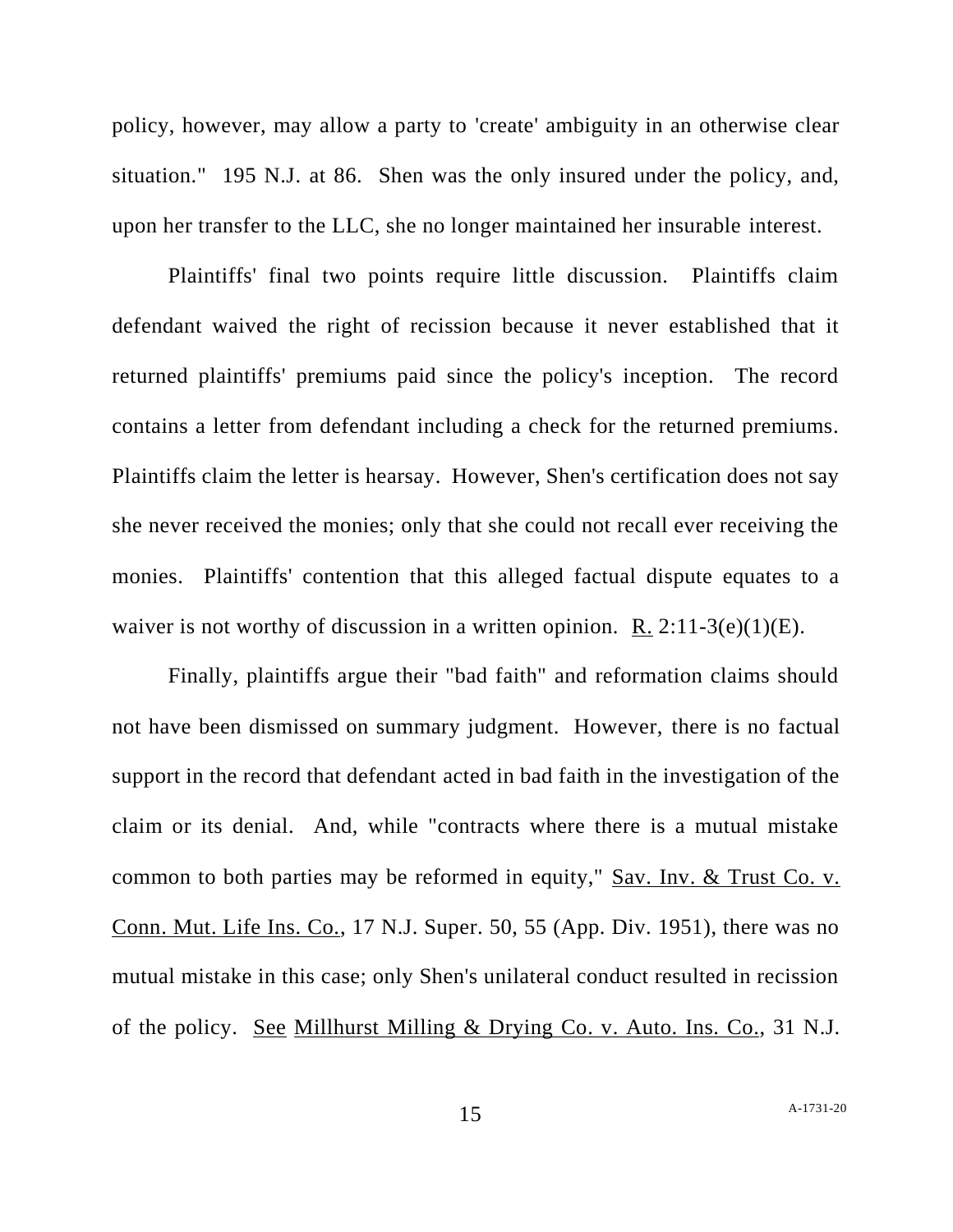policy, however, may allow a party to 'create' ambiguity in an otherwise clear situation." 195 N.J. at 86. Shen was the only insured under the policy, and, upon her transfer to the LLC, she no longer maintained her insurable interest.

Plaintiffs' final two points require little discussion. Plaintiffs claim defendant waived the right of recission because it never established that it returned plaintiffs' premiums paid since the policy's inception. The record contains a letter from defendant including a check for the returned premiums. Plaintiffs claim the letter is hearsay. However, Shen's certification does not say she never received the monies; only that she could not recall ever receiving the monies. Plaintiffs' contention that this alleged factual dispute equates to a waiver is not worthy of discussion in a written opinion. R. 2:11-3(e)(1)(E).

Finally, plaintiffs argue their "bad faith" and reformation claims should not have been dismissed on summary judgment. However, there is no factual support in the record that defendant acted in bad faith in the investigation of the claim or its denial. And, while "contracts where there is a mutual mistake common to both parties may be reformed in equity," Sav. Inv. & Trust Co. v. Conn. Mut. Life Ins. Co., 17 N.J. Super. 50, 55 (App. Div. 1951), there was no mutual mistake in this case; only Shen's unilateral conduct resulted in recission of the policy. See Millhurst Milling & Drying Co. v. Auto. Ins. Co., 31 N.J.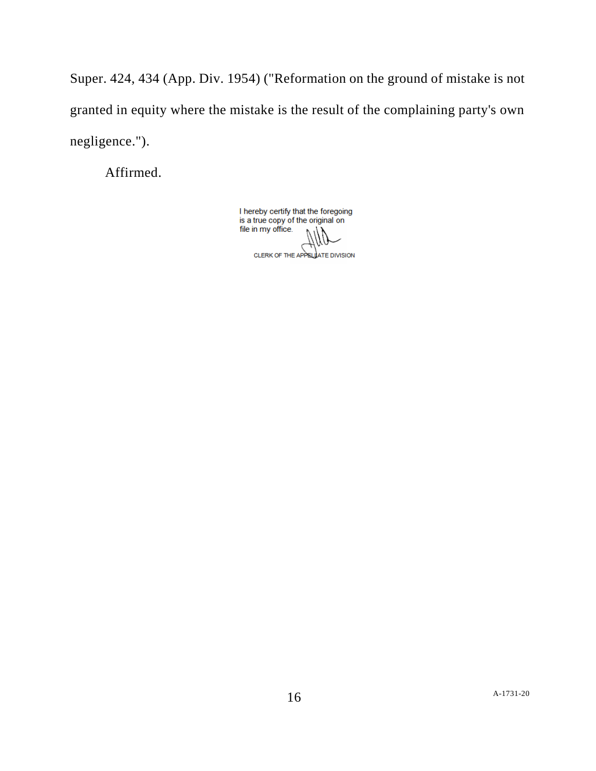Super. 424, 434 (App. Div. 1954) ("Reformation on the ground of mistake is not granted in equity where the mistake is the result of the complaining party's own negligence.").

Affirmed.

I hereby certify that the foregoing is a true copy of the original on file in my office.

CLERK OF THE APPELLATE DIVISION